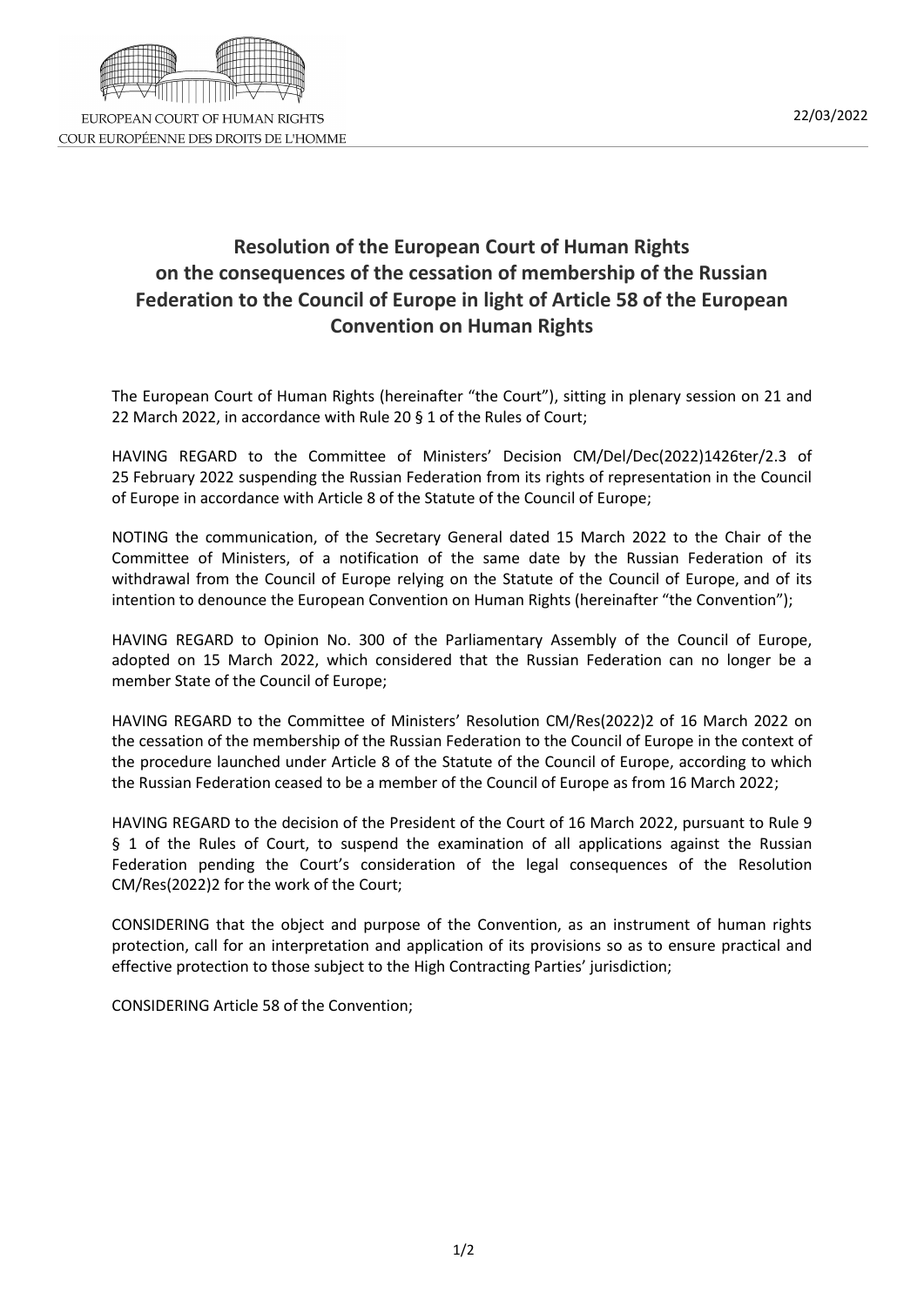EUROPEAN COURT OF HUMAN RIGHTS
COUR EUROPÉENNE DES DROITS DE L'HOMME

22/03/2022

# Resolution of the European Court of Human Rights on the consequences of the cessation of membership of the Russian Federation to the Council of Europe in light of Article 58 of the European Convention on Human Rights

The European Court of Human Rights (hereinafter "the Court"), sitting in plenary session on 21 and 22 March 2022, in accordance with Rule 20 § 1 of the Rules of Court;

HAVING REGARD to the Committee of Ministers' Decision CM/Del/Dec(2022)1426ter/2.3 of 25 February 2022 suspending the Russian Federation from its rights of representation in the Council of Europe in accordance with Article 8 of the Statute of the Council of Europe;

NOTING the communication, of the Secretary General dated 15 March 2022 to the Chair of the Committee of Ministers, of a notification of the same date by the Russian Federation of its withdrawal from the Council of Europe relying on the Statute of the Council of Europe, and of its intention to denounce the European Convention on Human Rights (hereinafter "the Convention");

HAVING REGARD to Opinion No. 300 of the Parliamentary Assembly of the Council of Europe, adopted on 15 March 2022, which considered that the Russian Federation can no longer be a member State of the Council of Europe;

HAVING REGARD to the Committee of Ministers' Resolution CM/Res(2022)2 of 16 March 2022 on the cessation of the membership of the Russian Federation to the Council of Europe in the context of the procedure launched under Article 8 of the Statute of the Council of Europe, according to which the Russian Federation ceased to be a member of the Council of Europe as from 16 March 2022;

HAVING REGARD to the decision of the President of the Court of 16 March 2022, pursuant to Rule 9 § 1 of the Rules of Court, to suspend the examination of all applications against the Russian Federation pending the Court's consideration of the legal consequences of the Resolution CM/Res(2022)2 for the work of the Court;

CONSIDERING that the object and purpose of the Convention, as an instrument of human rights protection, call for an interpretation and application of its provisions so as to ensure practical and effective protection to those subject to the High Contracting Parties' jurisdiction;

CONSIDERING Article 58 of the Convention;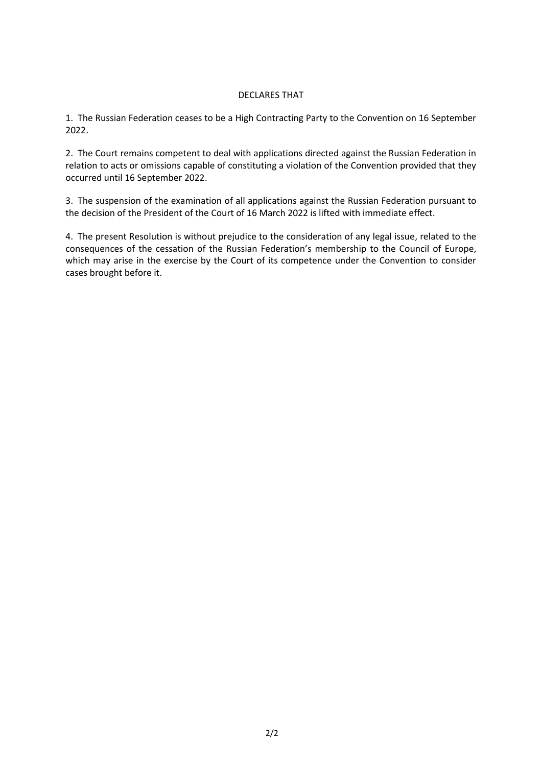DECLARES THAT

1. The Russian Federation ceases to be a High Contracting Party to the Convention on 16 September 2022.

2. The Court remains competent to deal with applications directed against the Russian Federation in relation to acts or omissions capable of constituting a violation of the Convention provided that they occurred until 16 September 2022.

3. The suspension of the examination of all applications against the Russian Federation pursuant to the decision of the President of the Court of 16 March 2022 is lifted with immediate effect.

4. The present Resolution is without prejudice to the consideration of any legal issue, related to the consequences of the cessation of the Russian Federation's membership to the Council of Europe, which may arise in the exercise by the Court of its competence under the Convention to consider cases brought before it.